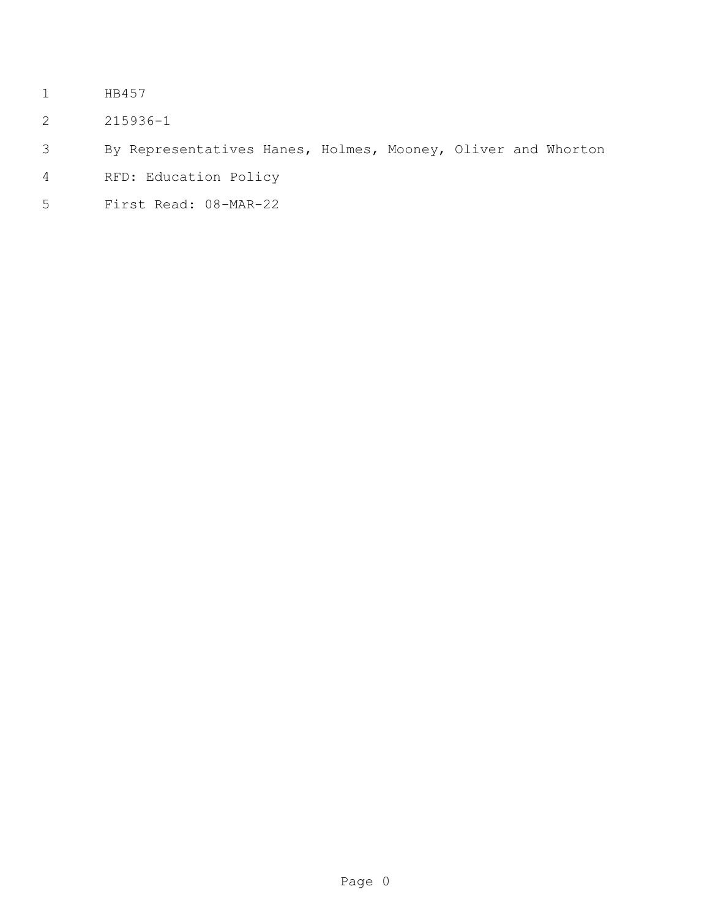HB457

215936-1

By Representatives Hanes, Holmes, Mooney, Oliver and Whorton

RFD: Education Policy

First Read: 08-MAR-22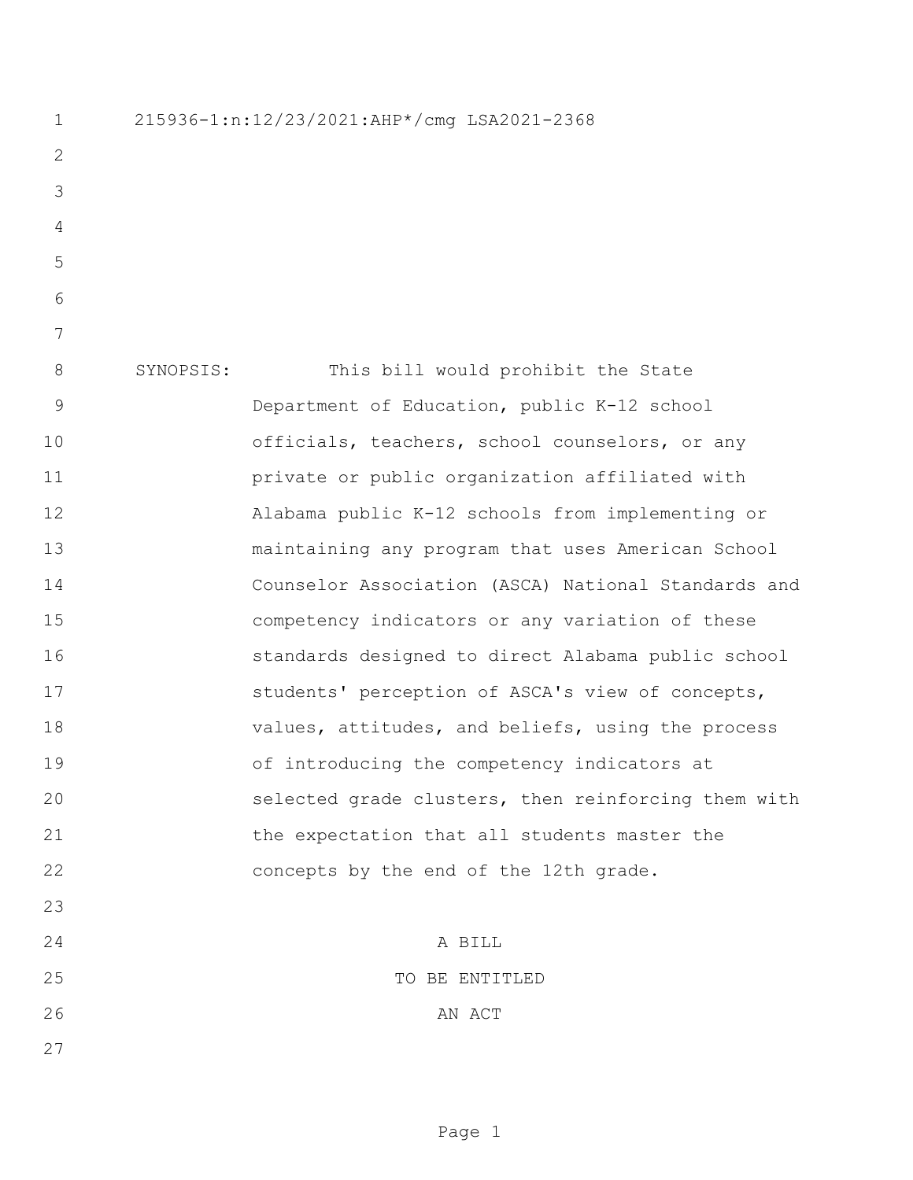215936-1:n:12/23/2021:AHP*/cmg LSA2021-2368

SYNOPSIS: This bill would prohibit the State Department of Education, public K-12 school officials, teachers, school counselors, or any private or public organization affiliated with Alabama public K-12 schools from implementing or maintaining any program that uses American School Counselor Association (ASCA) National Standards and competency indicators or any variation of these standards designed to direct Alabama public school students' perception of ASCA's view of concepts, values, attitudes, and beliefs, using the process of introducing the competency indicators at selected grade clusters, then reinforcing them with the expectation that all students master the concepts by the end of the 12th grade.

A BILL

TO BE ENTITLED

AN ACT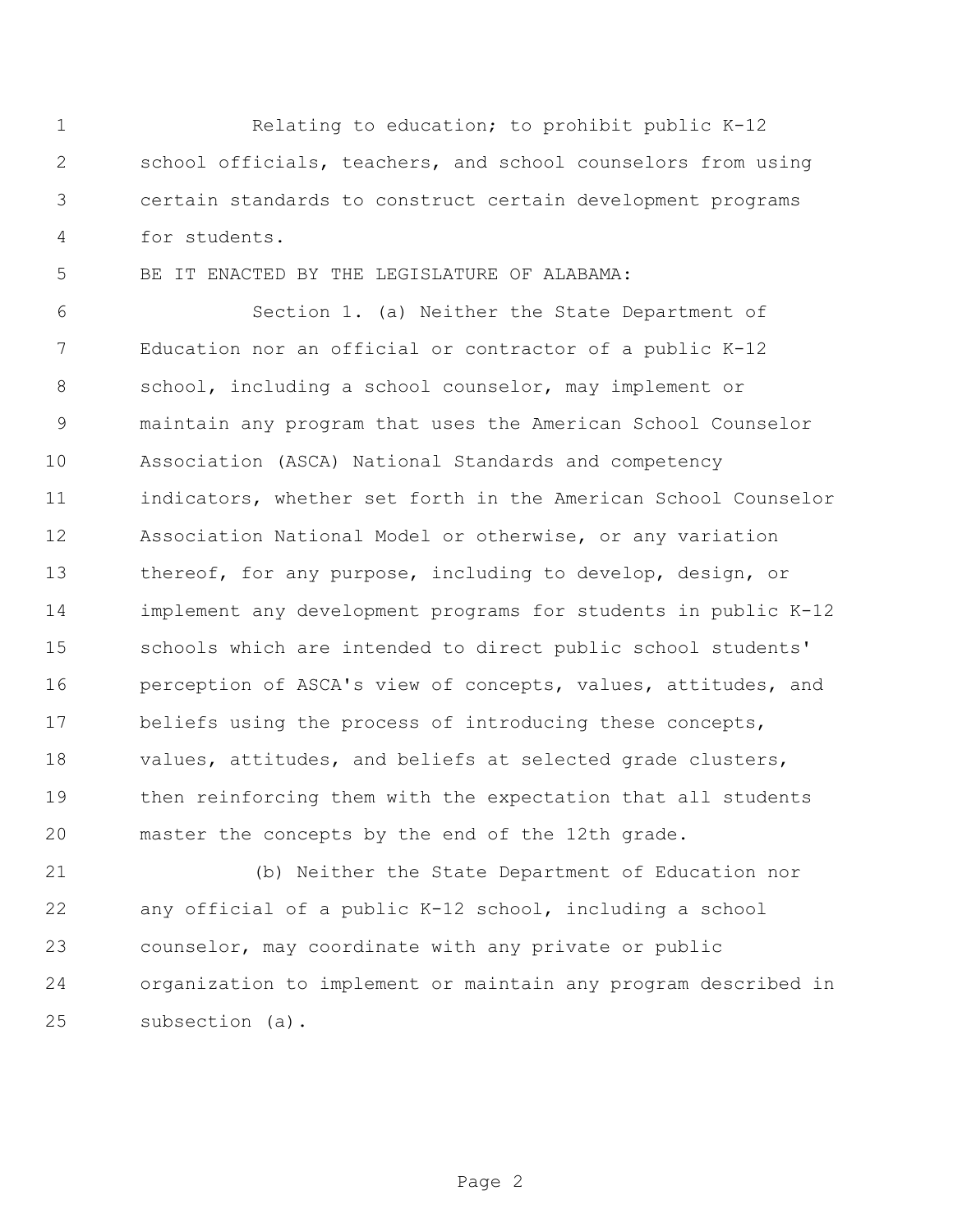Relating to education; to prohibit public K-12 school officials, teachers, and school counselors from using certain standards to construct certain development programs for students.

BE IT ENACTED BY THE LEGISLATURE OF ALABAMA:

Section 1. (a) Neither the State Department of Education nor an official or contractor of a public K-12 school, including a school counselor, may implement or maintain any program that uses the American School Counselor Association (ASCA) National Standards and competency indicators, whether set forth in the American School Counselor Association National Model or otherwise, or any variation thereof, for any purpose, including to develop, design, or implement any development programs for students in public K-12 schools which are intended to direct public school students' perception of ASCA's view of concepts, values, attitudes, and beliefs using the process of introducing these concepts, values, attitudes, and beliefs at selected grade clusters, then reinforcing them with the expectation that all students master the concepts by the end of the 12th grade.

(b) Neither the State Department of Education nor any official of a public K-12 school, including a school counselor, may coordinate with any private or public organization to implement or maintain any program described in subsection (a).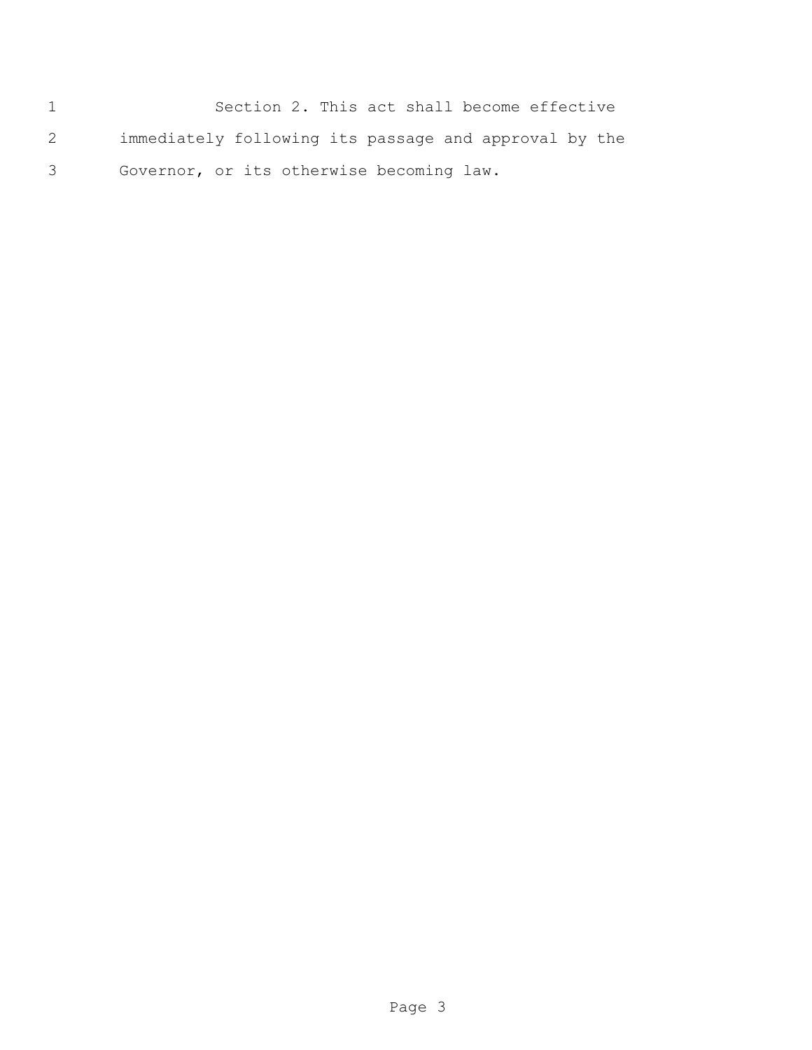Section 2. This act shall become effective immediately following its passage and approval by the Governor, or its otherwise becoming law.